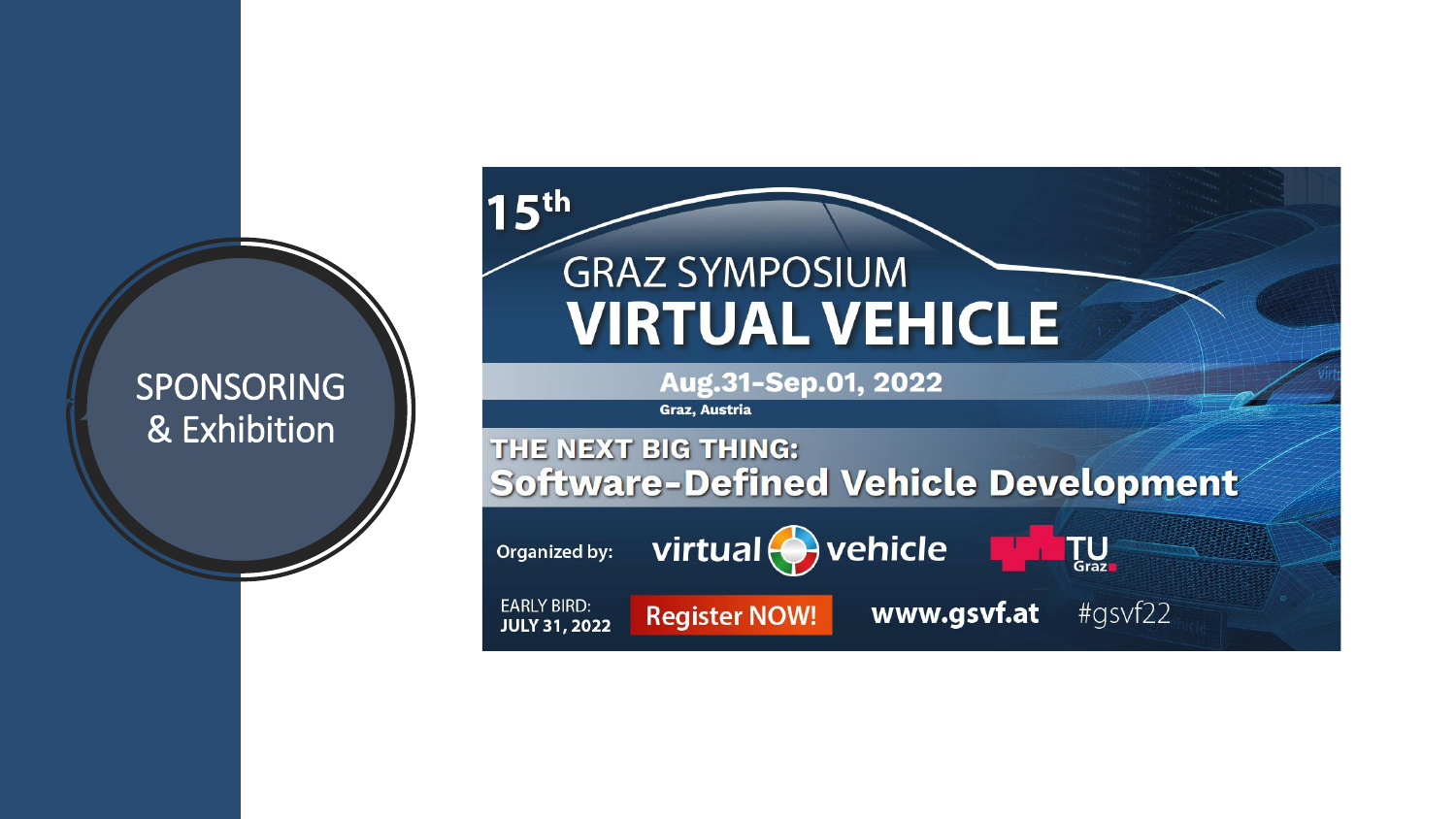# SPONSORING & Exhibition

15th

GRAZ SYMPOSIUM

**VIRTUAL VEHICLE**

**Aug.31-Sep.01, 2022**

**Graz, Austria**

**THE NEXT BIG THING:**

**Software-Defined Vehicle Development**

Organized by: virtual vehicle TU Graz

EARLY BIRD: **JULY 31, 2022**

**Register NOW!**

**www.gsvf.at**

#gsvf22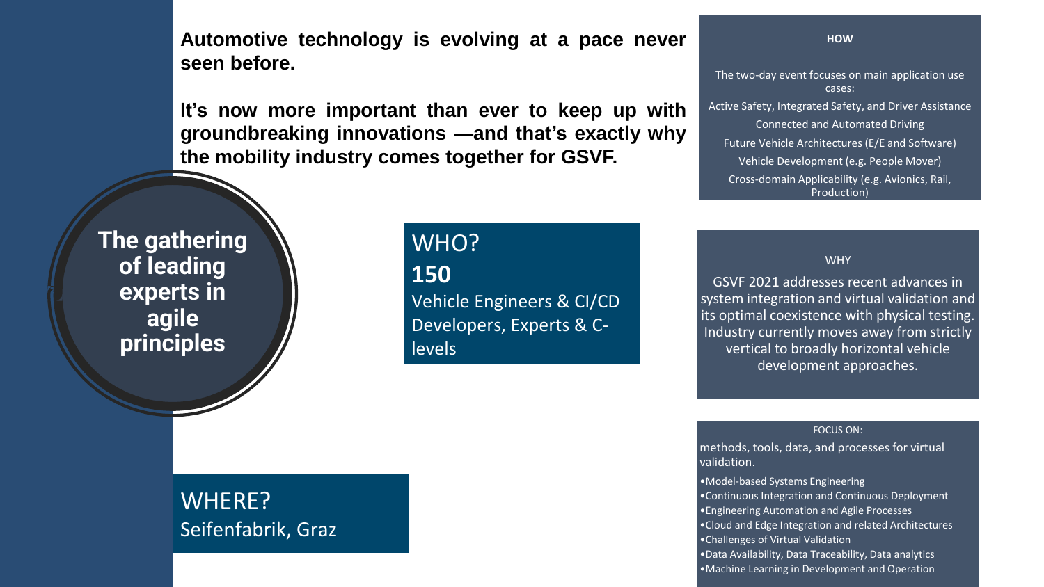**Automotive technology is evolving at a pace never seen before.**

**It's now more important than ever to keep up with groundbreaking innovations —and that's exactly why the mobility industry comes together for GSVF.**

**The gathering of leading experts in agile principles**

## WHO?

**150**

Vehicle Engineers & CI/CD Developers, Experts & C-levels

## WHERE?

Seifenfabrik, Graz

**HOW**

The two-day event focuses on main application use cases:

Active Safety, Integrated Safety, and Driver Assistance

Connected and Automated Driving

Future Vehicle Architectures (E/E and Software)

Vehicle Development (e.g. People Mover)

Cross-domain Applicability (e.g. Avionics, Rail, Production)

WHY

GSVF 2021 addresses recent advances in system integration and virtual validation and its optimal coexistence with physical testing. Industry currently moves away from strictly vertical to broadly horizontal vehicle development approaches.

FOCUS ON:

methods, tools, data, and processes for virtual validation.

- Model-based Systems Engineering
- Continuous Integration and Continuous Deployment
- Engineering Automation and Agile Processes
- Cloud and Edge Integration and related Architectures
- Challenges of Virtual Validation
- Data Availability, Data Traceability, Data analytics
- Machine Learning in Development and Operation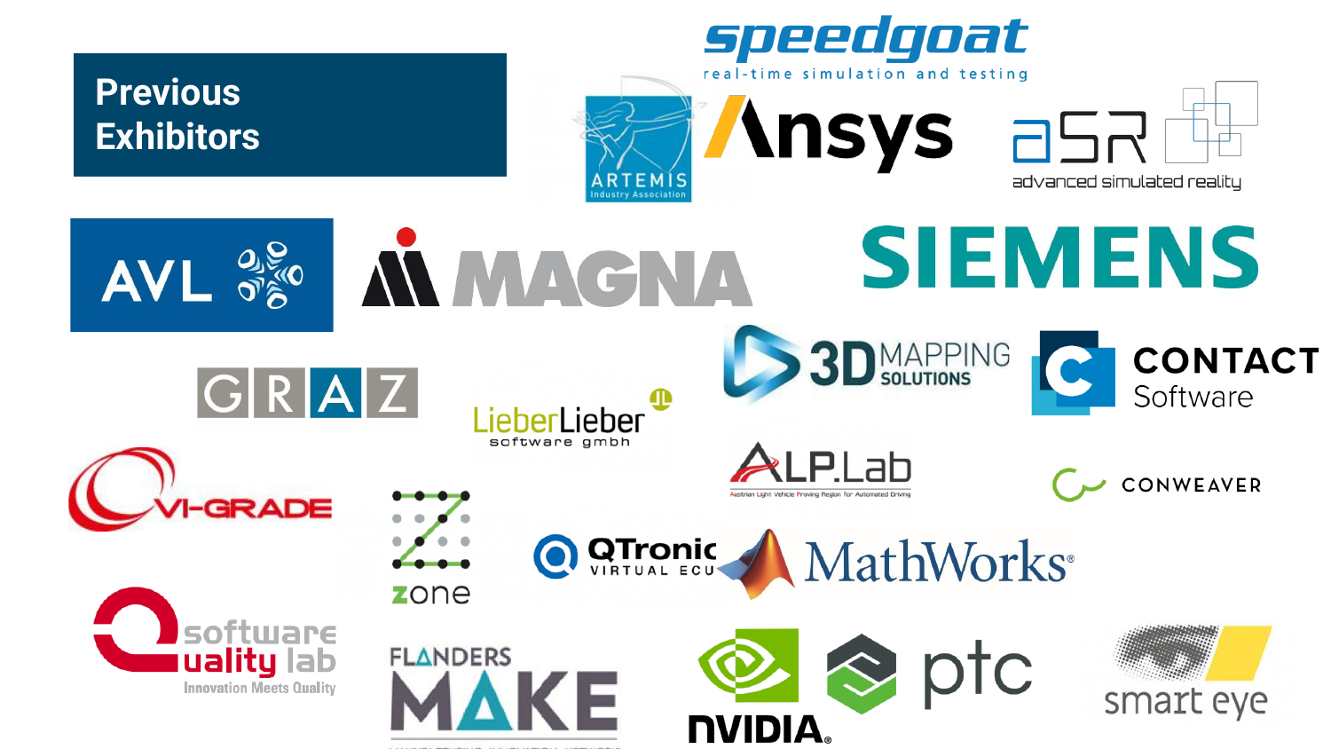# Previous Exhibitors

speedgoat
real-time simulation and testing

ARTEMIS Industry Association

Ansys

aSR advanced simulated reality

AVL

MAGNA

SIEMENS

GRAZ

LieberLieber software gmbh

3D MAPPING SOLUTIONS

CONTACT Software

VI-GRADE

ALP.Lab
Austrian Light Vehicle Proving Region for Automated Driving

CONWEAVER

zone

QTronic VIRTUAL ECU

MathWorks

software quality lab
Innovation Meets Quality

FLANDERS MAKE

NVIDIA

ptc

smart eye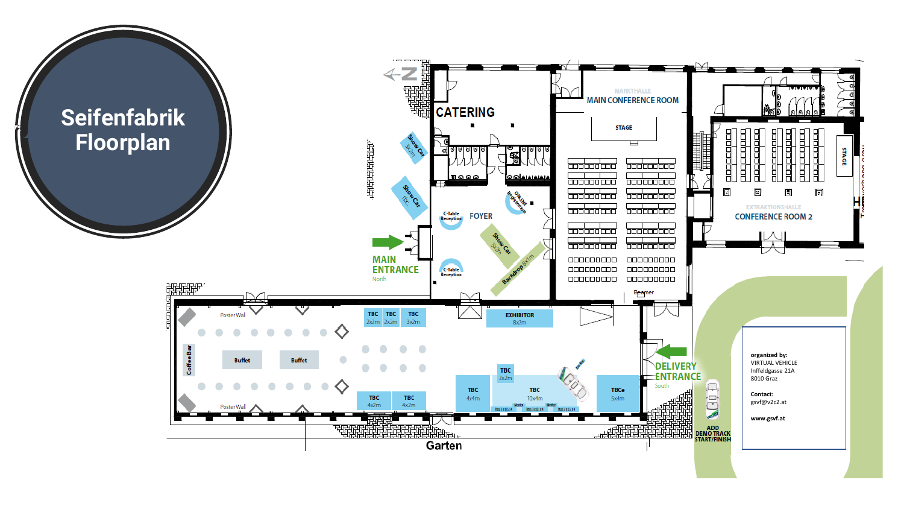# Seifenfabrik Floorplan

CATERING

MARKTHALLE
MAIN CONFERENCE ROOM

STAGE

EXTRAKTIONSHALLE
CONFERENCE ROOM 2

STAGE

Show Car 3x2m

Show Car tbc

MAIN ENTRANCE
North

C-Table Reception

FOYER

ONLINE Registration

Show Car 5x2m

Backdrop 6x1m

C-Table Reception

Beamer

Poster Wall

Coffee Bar

Buffet

Buffet

Poster Wall

TBC 2x2m

TBC 2x2m

TBC 3x2m

EXHIBITOR 8x2m

TBC 2x2m

TBC 4x2m

TBC 4x2m

TBC 4x4m

TBC 10x4m

TBCe 5x4m

DELIVERY ENTRANCE
South

ADD DEMO TRACK START/FINISH

Garten

organized by:
VIRTUAL VEHICLE
Inffeldgasse 21A
8010 Graz

Contact:
gsvf@v2c2.at

www.gsvf.at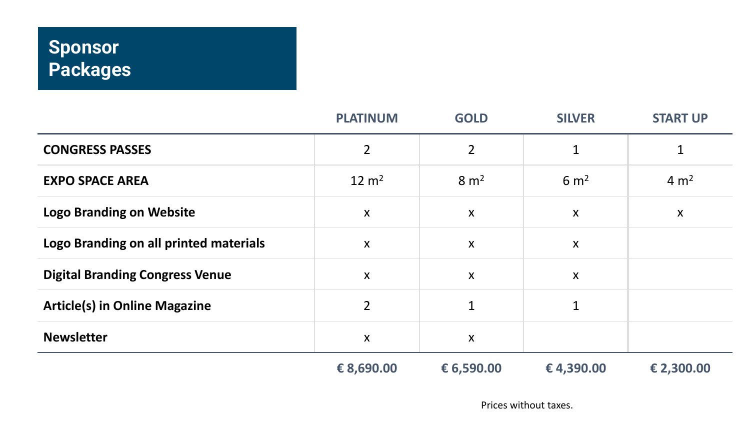# Sponsor Packages

| | PLATINUM | GOLD | SILVER | START UP |
|---|---|---|---|---|
| **CONGRESS PASSES** | 2 | 2 | 1 | 1 |
| **EXPO SPACE AREA** | 12 $m^2$ | 8 $m^2$ | 6 $m^2$ | 4 $m^2$ |
| **Logo Branding on Website** | x | x | x | x |
| **Logo Branding on all printed materials** | x | x | x | |
| **Digital Branding Congress Venue** | x | x | x | |
| **Article(s) in Online Magazine** | 2 | 1 | 1 | |
| **Newsletter** | x | x | | |
| | **€ 8,690.00** | **€ 6,590.00** | **€ 4,390.00** | **€ 2,300.00** |

Prices without taxes.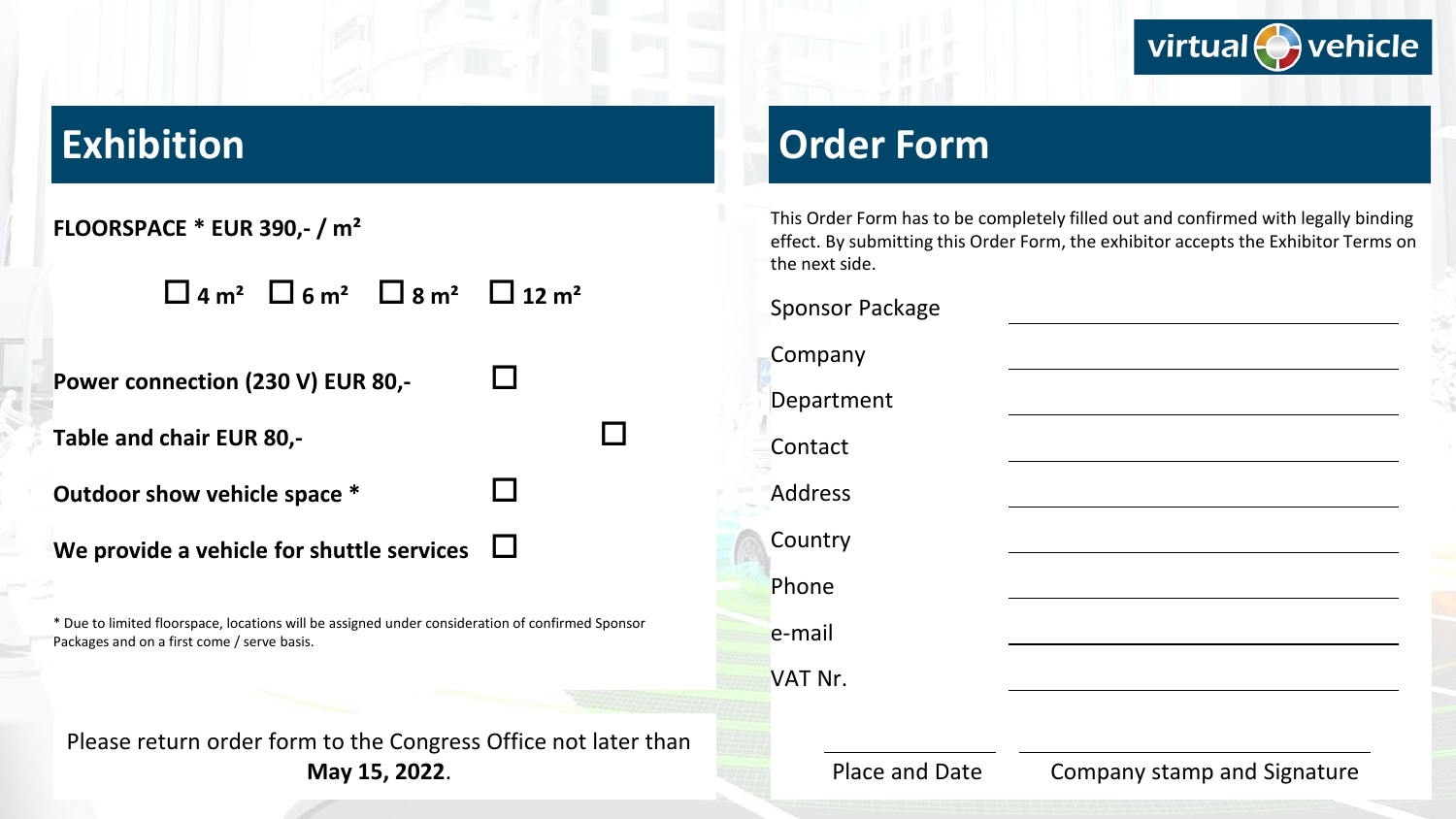## Exhibition

**FLOORSPACE * EUR 390,- / m²**

☐ **4 m²** ☐ **6 m²** ☐ **8 m²** ☐ **12 m²**

**Power connection (230 V) EUR 80,-** ☐

**Table and chair EUR 80,-** ☐

**Outdoor show vehicle space *** ☐

**We provide a vehicle for shuttle services** ☐

* Due to limited floorspace, locations will be assigned under consideration of confirmed Sponsor Packages and on a first come / serve basis.

Please return order form to the Congress Office not later than **May 15, 2022**.

## Order Form

This Order Form has to be completely filled out and confirmed with legally binding effect. By submitting this Order Form, the exhibitor accepts the Exhibitor Terms on the next side.

Sponsor Package \_\_\_\_\_\_\_\_\_\_\_\_\_\_\_\_\_\_\_\_

Company \_\_\_\_\_\_\_\_\_\_\_\_\_\_\_\_\_\_\_\_

Department \_\_\_\_\_\_\_\_\_\_\_\_\_\_\_\_\_\_\_\_

Contact \_\_\_\_\_\_\_\_\_\_\_\_\_\_\_\_\_\_\_\_

Address \_\_\_\_\_\_\_\_\_\_\_\_\_\_\_\_\_\_\_\_

Country \_\_\_\_\_\_\_\_\_\_\_\_\_\_\_\_\_\_\_\_

Phone \_\_\_\_\_\_\_\_\_\_\_\_\_\_\_\_\_\_\_\_

e-mail \_\_\_\_\_\_\_\_\_\_\_\_\_\_\_\_\_\_\_\_

VAT Nr. \_\_\_\_\_\_\_\_\_\_\_\_\_\_\_\_\_\_\_\_

\_\_\_\_\_\_\_\_\_\_\_\_ \_\_\_\_\_\_\_\_\_\_\_\_\_\_\_\_\_\_\_\_

Place and Date Company stamp and Signature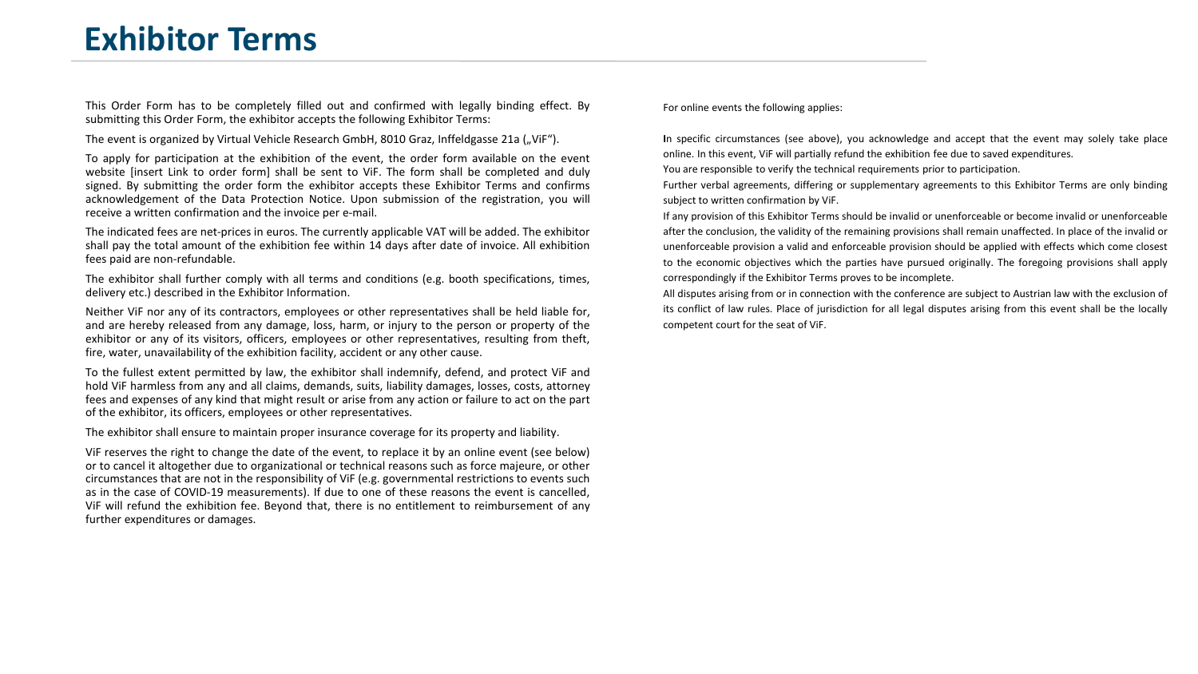# Exhibitor Terms

This Order Form has to be completely filled out and confirmed with legally binding effect. By submitting this Order Form, the exhibitor accepts the following Exhibitor Terms:

The event is organized by Virtual Vehicle Research GmbH, 8010 Graz, Inffeldgasse 21a („ViF“).

To apply for participation at the exhibition of the event, the order form available on the event website [insert Link to order form] shall be sent to ViF. The form shall be completed and duly signed. By submitting the order form the exhibitor accepts these Exhibitor Terms and confirms acknowledgement of the Data Protection Notice. Upon submission of the registration, you will receive a written confirmation and the invoice per e-mail.

The indicated fees are net-prices in euros. The currently applicable VAT will be added. The exhibitor shall pay the total amount of the exhibition fee within 14 days after date of invoice. All exhibition fees paid are non-refundable.

The exhibitor shall further comply with all terms and conditions (e.g. booth specifications, times, delivery etc.) described in the Exhibitor Information.

Neither ViF nor any of its contractors, employees or other representatives shall be held liable for, and are hereby released from any damage, loss, harm, or injury to the person or property of the exhibitor or any of its visitors, officers, employees or other representatives, resulting from theft, fire, water, unavailability of the exhibition facility, accident or any other cause.

To the fullest extent permitted by law, the exhibitor shall indemnify, defend, and protect ViF and hold ViF harmless from any and all claims, demands, suits, liability damages, losses, costs, attorney fees and expenses of any kind that might result or arise from any action or failure to act on the part of the exhibitor, its officers, employees or other representatives.

The exhibitor shall ensure to maintain proper insurance coverage for its property and liability.

ViF reserves the right to change the date of the event, to replace it by an online event (see below) or to cancel it altogether due to organizational or technical reasons such as force majeure, or other circumstances that are not in the responsibility of ViF (e.g. governmental restrictions to events such as in the case of COVID-19 measurements). If due to one of these reasons the event is cancelled, ViF will refund the exhibition fee. Beyond that, there is no entitlement to reimbursement of any further expenditures or damages.

For online events the following applies:

In specific circumstances (see above), you acknowledge and accept that the event may solely take place online. In this event, ViF will partially refund the exhibition fee due to saved expenditures.

You are responsible to verify the technical requirements prior to participation.

Further verbal agreements, differing or supplementary agreements to this Exhibitor Terms are only binding subject to written confirmation by ViF.

If any provision of this Exhibitor Terms should be invalid or unenforceable or become invalid or unenforceable after the conclusion, the validity of the remaining provisions shall remain unaffected. In place of the invalid or unenforceable provision a valid and enforceable provision should be applied with effects which come closest to the economic objectives which the parties have pursued originally. The foregoing provisions shall apply correspondingly if the Exhibitor Terms proves to be incomplete.

All disputes arising from or in connection with the conference are subject to Austrian law with the exclusion of its conflict of law rules. Place of jurisdiction for all legal disputes arising from this event shall be the locally competent court for the seat of ViF.